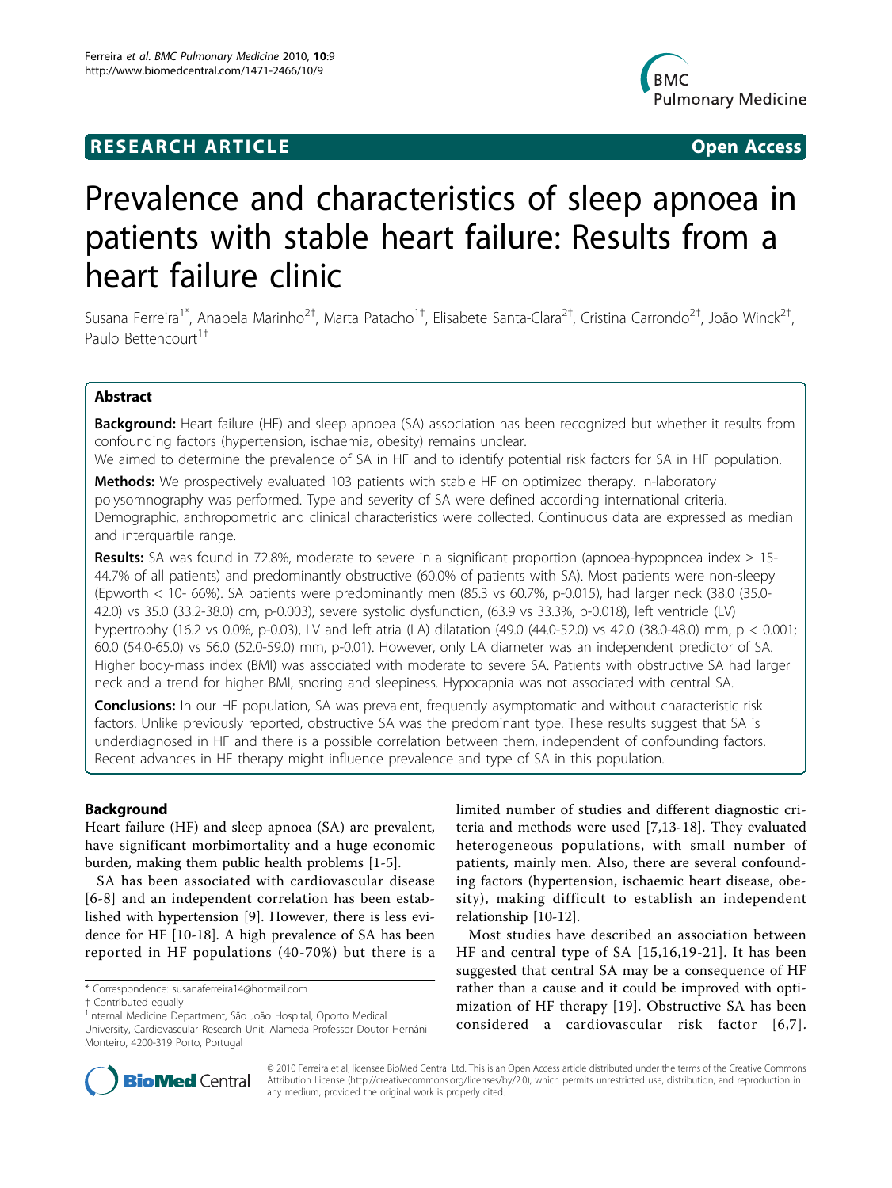## RESEARCH ARTICLE

**Open Access**

# Prevalence and characteristics of sleep apnoea in patients with stable heart failure: Results from a heart failure clinic

Susana Ferreira[1*], Anabela Marinho[2†], Marta Patacho[1†], Elisabete Santa-Clara[2†], Cristina Carrondo[2†], João Winck[2†], Paulo Bettencourt[1†]

### Abstract

**Background:** Heart failure (HF) and sleep apnoea (SA) association has been recognized but whether it results from confounding factors (hypertension, ischaemia, obesity) remains unclear.

We aimed to determine the prevalence of SA in HF and to identify potential risk factors for SA in HF population.

**Methods:** We prospectively evaluated 103 patients with stable HF on optimized therapy. In-laboratory polysomnography was performed. Type and severity of SA were defined according international criteria. Demographic, anthropometric and clinical characteristics were collected. Continuous data are expressed as median and interquartile range.

**Results:** SA was found in 72.8%, moderate to severe in a significant proportion (apnoea-hypopnoea index ≥ 15- 44.7% of all patients) and predominantly obstructive (60.0% of patients with SA). Most patients were non-sleepy (Epworth < 10- 66%). SA patients were predominantly men (85.3 vs 60.7%, p-0.015), had larger neck (38.0 (35.0-42.0) vs 35.0 (33.2-38.0) cm, p-0.003), severe systolic dysfunction, (63.9 vs 33.3%, p-0.018), left ventricle (LV) hypertrophy (16.2 vs 0.0%, p-0.03), LV and left atria (LA) dilatation (49.0 (44.0-52.0) vs 42.0 (38.0-48.0) mm, p < 0.001; 60.0 (54.0-65.0) vs 56.0 (52.0-59.0) mm, p-0.01). However, only LA diameter was an independent predictor of SA. Higher body-mass index (BMI) was associated with moderate to severe SA. Patients with obstructive SA had larger neck and a trend for higher BMI, snoring and sleepiness. Hypocapnia was not associated with central SA.

**Conclusions:** In our HF population, SA was prevalent, frequently asymptomatic and without characteristic risk factors. Unlike previously reported, obstructive SA was the predominant type. These results suggest that SA is underdiagnosed in HF and there is a possible correlation between them, independent of confounding factors. Recent advances in HF therapy might influence prevalence and type of SA in this population.

## Background

Heart failure (HF) and sleep apnoea (SA) are prevalent, have significant morbimortality and a huge economic burden, making them public health problems [1-5].

SA has been associated with cardiovascular disease [6-8] and an independent correlation has been established with hypertension [9]. However, there is less evidence for HF [10-18]. A high prevalence of SA has been reported in HF populations (40-70%) but there is a limited number of studies and different diagnostic criteria and methods were used [7,13-18]. They evaluated heterogeneous populations, with small number of patients, mainly men. Also, there are several confounding factors (hypertension, ischaemic heart disease, obesity), making difficult to establish an independent relationship [10-12].

Most studies have described an association between HF and central type of SA [15,16,19-21]. It has been suggested that central SA may be a consequence of HF rather than a cause and it could be improved with optimization of HF therapy [19]. Obstructive SA has been considered a cardiovascular risk factor [6,7].

\* Correspondence: susanaferreira14@hotmail.com

† Contributed equally

[1]Internal Medicine Department, São João Hospital, Oporto Medical University, Cardiovascular Research Unit, Alameda Professor Doutor Hernâni Monteiro, 4200-319 Porto, Portugal

© 2010 Ferreira et al; licensee BioMed Central Ltd. This is an Open Access article distributed under the terms of the Creative Commons Attribution License (http://creativecommons.org/licenses/by/2.0), which permits unrestricted use, distribution, and reproduction in any medium, provided the original work is properly cited.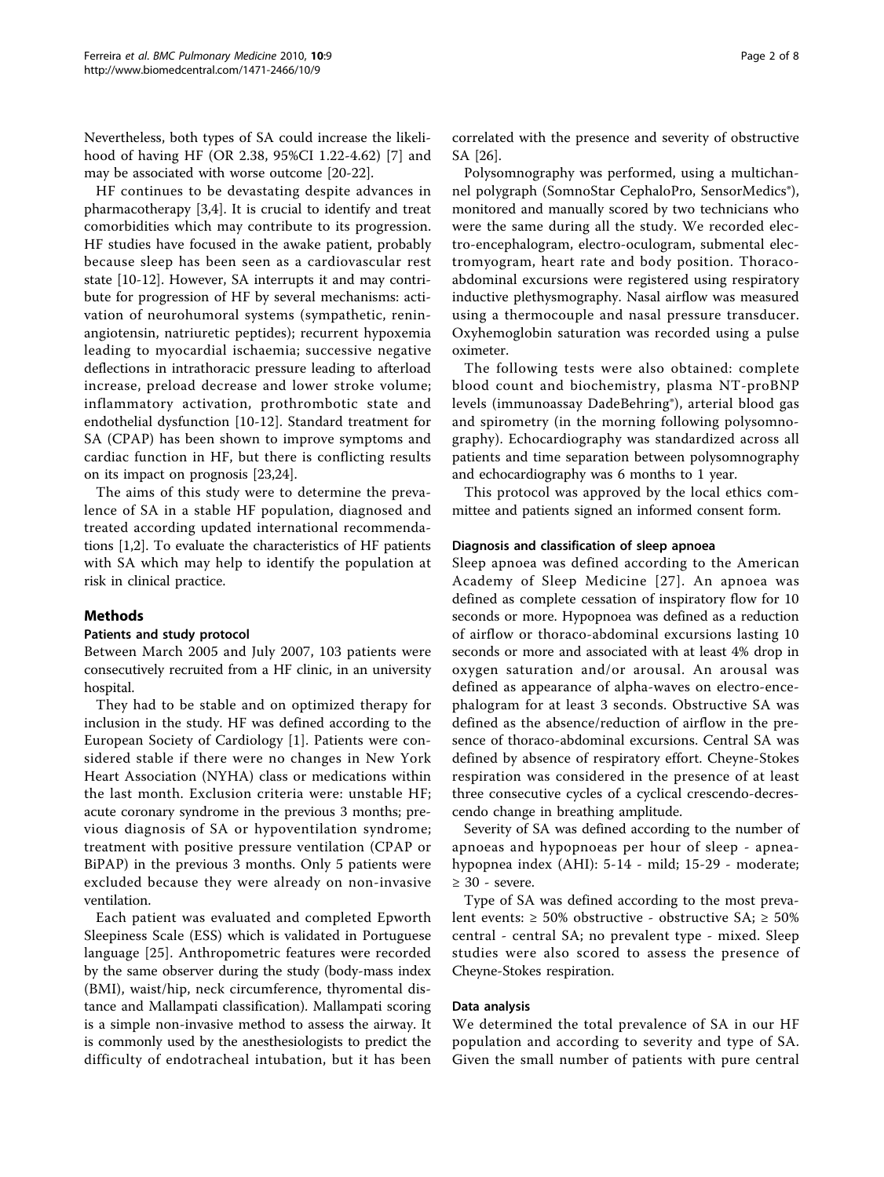Nevertheless, both types of SA could increase the likelihood of having HF (OR 2.38, 95%CI 1.22-4.62) [7] and may be associated with worse outcome [20-22].

HF continues to be devastating despite advances in pharmacotherapy [3,4]. It is crucial to identify and treat comorbidities which may contribute to its progression. HF studies have focused in the awake patient, probably because sleep has been seen as a cardiovascular rest state [10-12]. However, SA interrupts it and may contribute for progression of HF by several mechanisms: activation of neurohumoral systems (sympathetic, renin-angiotensin, natriuretic peptides); recurrent hypoxemia leading to myocardial ischaemia; successive negative deflections in intrathoracic pressure leading to afterload increase, preload decrease and lower stroke volume; inflammatory activation, prothrombotic state and endothelial dysfunction [10-12]. Standard treatment for SA (CPAP) has been shown to improve symptoms and cardiac function in HF, but there is conflicting results on its impact on prognosis [23,24].

The aims of this study were to determine the prevalence of SA in a stable HF population, diagnosed and treated according updated international recommendations [1,2]. To evaluate the characteristics of HF patients with SA which may help to identify the population at risk in clinical practice.

## Methods

### Patients and study protocol

Between March 2005 and July 2007, 103 patients were consecutively recruited from a HF clinic, in an university hospital.

They had to be stable and on optimized therapy for inclusion in the study. HF was defined according to the European Society of Cardiology [1]. Patients were considered stable if there were no changes in New York Heart Association (NYHA) class or medications within the last month. Exclusion criteria were: unstable HF; acute coronary syndrome in the previous 3 months; previous diagnosis of SA or hypoventilation syndrome; treatment with positive pressure ventilation (CPAP or BiPAP) in the previous 3 months. Only 5 patients were excluded because they were already on non-invasive ventilation.

Each patient was evaluated and completed Epworth Sleepiness Scale (ESS) which is validated in Portuguese language [25]. Anthropometric features were recorded by the same observer during the study (body-mass index (BMI), waist/hip, neck circumference, thyromental distance and Mallampati classification). Mallampati scoring is a simple non-invasive method to assess the airway. It is commonly used by the anesthesiologists to predict the difficulty of endotracheal intubation, but it has been correlated with the presence and severity of obstructive SA [26].

Polysomnography was performed, using a multichannel polygraph (SomnoStar CephaloPro, SensorMedics®), monitored and manually scored by two technicians who were the same during all the study. We recorded electro-encephalogram, electro-oculogram, submental electromyogram, heart rate and body position. Thoraco-abdominal excursions were registered using respiratory inductive plethysmography. Nasal airflow was measured using a thermocouple and nasal pressure transducer. Oxyhemoglobin saturation was recorded using a pulse oximeter.

The following tests were also obtained: complete blood count and biochemistry, plasma NT-proBNP levels (immunoassay DadeBehring®), arterial blood gas and spirometry (in the morning following polysomnography). Echocardiography was standardized across all patients and time separation between polysomnography and echocardiography was 6 months to 1 year.

This protocol was approved by the local ethics committee and patients signed an informed consent form.

### Diagnosis and classification of sleep apnoea

Sleep apnoea was defined according to the American Academy of Sleep Medicine [27]. An apnoea was defined as complete cessation of inspiratory flow for 10 seconds or more. Hypopnoea was defined as a reduction of airflow or thoraco-abdominal excursions lasting 10 seconds or more and associated with at least 4% drop in oxygen saturation and/or arousal. An arousal was defined as appearance of alpha-waves on electro-encephalogram for at least 3 seconds. Obstructive SA was defined as the absence/reduction of airflow in the presence of thoraco-abdominal excursions. Central SA was defined by absence of respiratory effort. Cheyne-Stokes respiration was considered in the presence of at least three consecutive cycles of a cyclical crescendo-decrescendo change in breathing amplitude.

Severity of SA was defined according to the number of apnoeas and hypopnoeas per hour of sleep - apnea-hypopnea index (AHI): 5-14 - mild; 15-29 - moderate; ≥ 30 - severe.

Type of SA was defined according to the most prevalent events: ≥ 50% obstructive - obstructive SA; ≥ 50% central - central SA; no prevalent type - mixed. Sleep studies were also scored to assess the presence of Cheyne-Stokes respiration.

### Data analysis

We determined the total prevalence of SA in our HF population and according to severity and type of SA. Given the small number of patients with pure central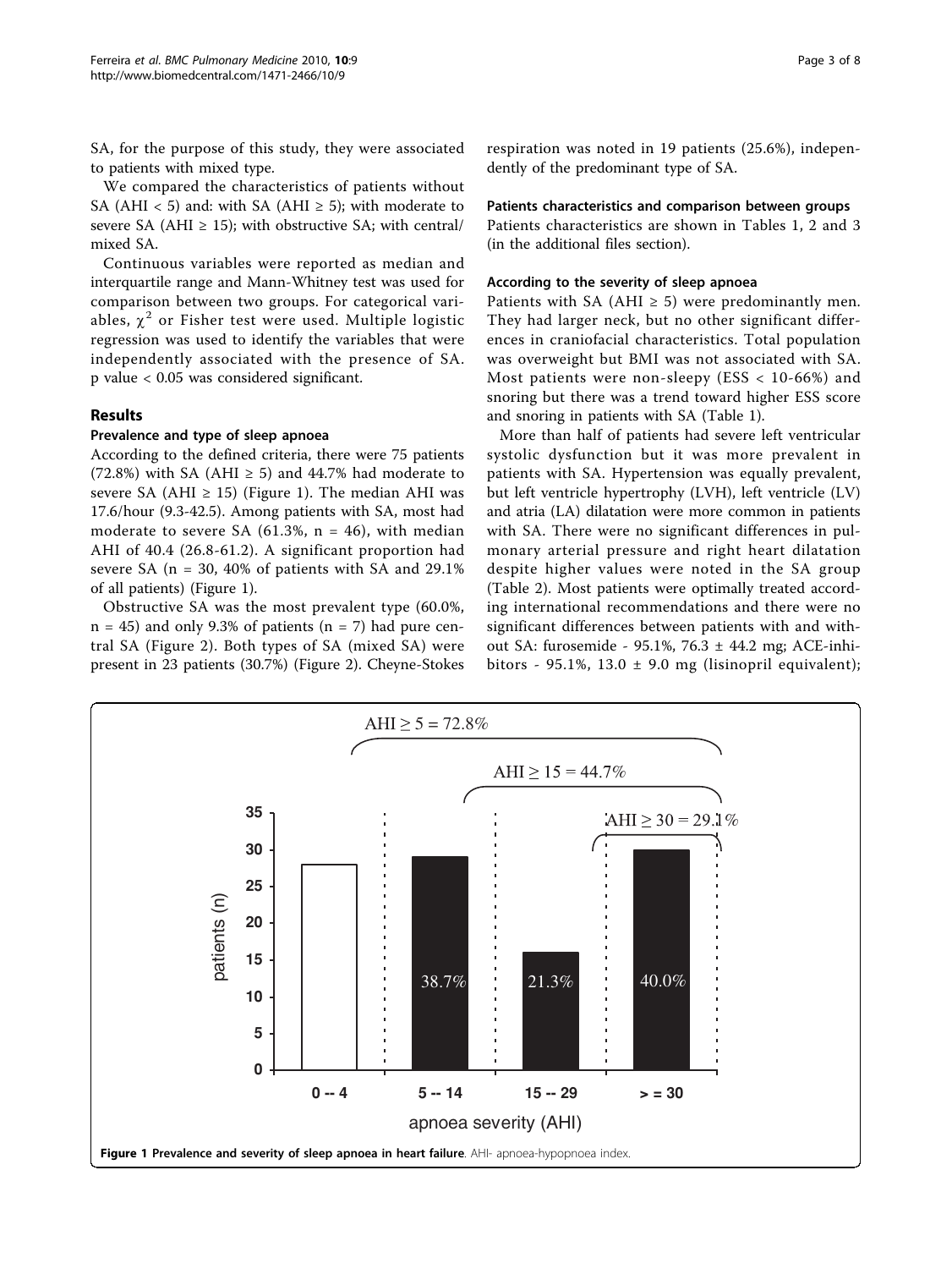SA, for the purpose of this study, they were associated to patients with mixed type.

We compared the characteristics of patients without SA (AHI < 5) and: with SA (AHI ≥ 5); with moderate to severe SA (AHI ≥ 15); with obstructive SA; with central/mixed SA.

Continuous variables were reported as median and interquartile range and Mann-Whitney test was used for comparison between two groups. For categorical variables, $\chi^2$ or Fisher test were used. Multiple logistic regression was used to identify the variables that were independently associated with the presence of SA. p value < 0.05 was considered significant.

## Results

### Prevalence and type of sleep apnoea

According to the defined criteria, there were 75 patients (72.8%) with SA (AHI ≥ 5) and 44.7% had moderate to severe SA (AHI ≥ 15) (Figure 1). The median AHI was 17.6/hour (9.3-42.5). Among patients with SA, most had moderate to severe SA (61.3%, n = 46), with median AHI of 40.4 (26.8-61.2). A significant proportion had severe SA (n = 30, 40% of patients with SA and 29.1% of all patients) (Figure 1).

Obstructive SA was the most prevalent type (60.0%, n = 45) and only 9.3% of patients (n = 7) had pure central SA (Figure 2). Both types of SA (mixed SA) were present in 23 patients (30.7%) (Figure 2). Cheyne-Stokes respiration was noted in 19 patients (25.6%), independently of the predominant type of SA.

### Patients characteristics and comparison between groups

Patients characteristics are shown in Tables 1, 2 and 3 (in the additional files section).

### According to the severity of sleep apnoea

Patients with SA (AHI ≥ 5) were predominantly men. They had larger neck, but no other significant differences in craniofacial characteristics. Total population was overweight but BMI was not associated with SA. Most patients were non-sleepy (ESS < 10-66%) and snoring but there was a trend toward higher ESS score and snoring in patients with SA (Table 1).

More than half of patients had severe left ventricular systolic dysfunction but it was more prevalent in patients with SA. Hypertension was equally prevalent, but left ventricle hypertrophy (LVH), left ventricle (LV) and atria (LA) dilatation were more common in patients with SA. There were no significant differences in pulmonary arterial pressure and right heart dilatation despite higher values were noted in the SA group (Table 2). Most patients were optimally treated according international recommendations and there were no significant differences between patients with and without SA: furosemide - 95.1%, 76.3 ± 44.2 mg; ACE-inhibitors - 95.1%, 13.0 ± 9.0 mg (lisinopril equivalent);

**Figure 1 Prevalence and severity of sleep apnoea in heart failure**. AHI- apnoea-hypopnoea index.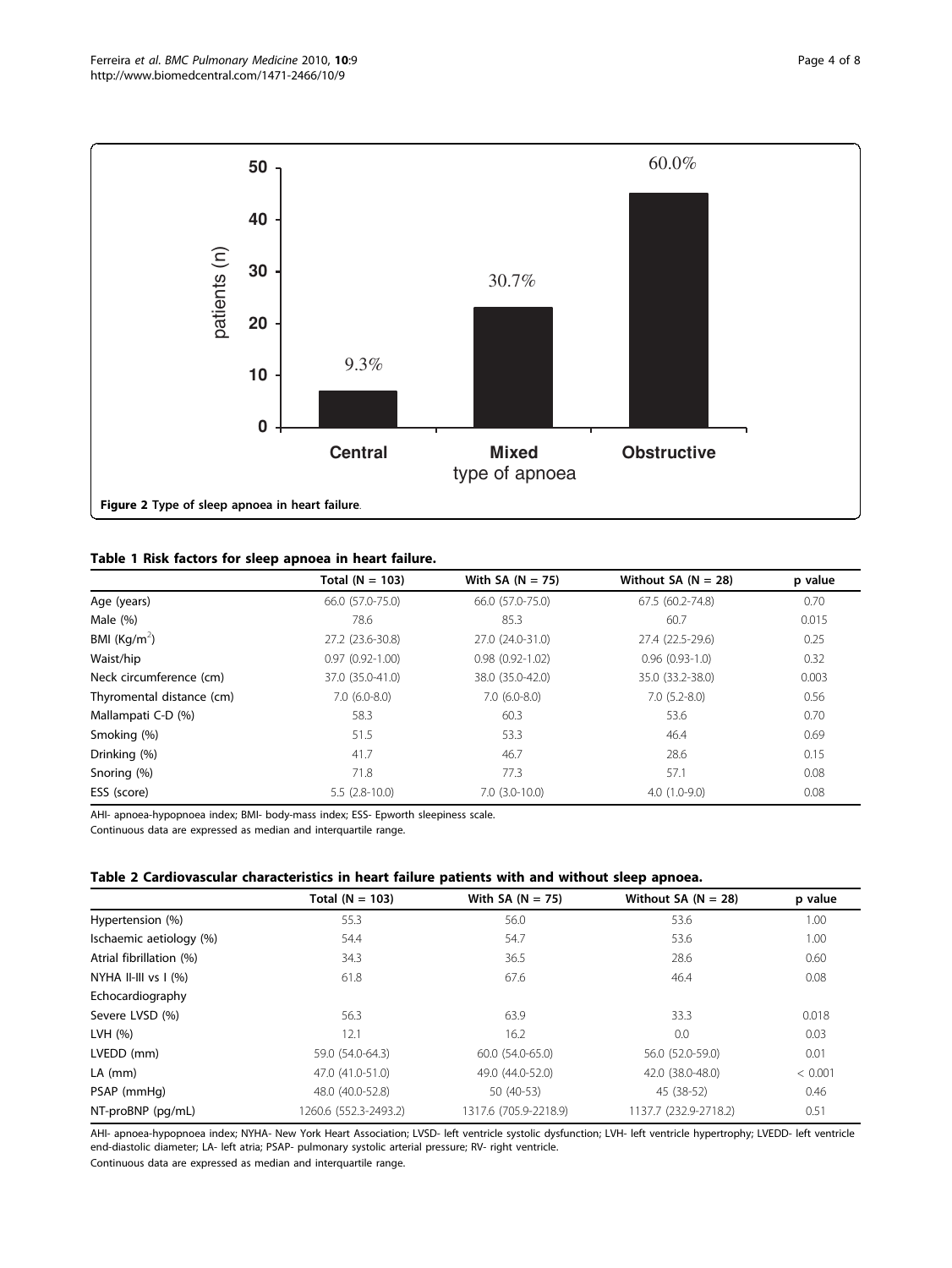Figure 2 Type of sleep apnoea in heart failure.

**Table 1 Risk factors for sleep apnoea in heart failure.**

| | Total (N = 103) | With SA (N = 75) | Without SA (N = 28) | p value |
|---|---|---|---|---|
| Age (years) | 66.0 (57.0-75.0) | 66.0 (57.0-75.0) | 67.5 (60.2-74.8) | 0.70 |
| Male (%) | 78.6 | 85.3 | 60.7 | 0.015 |
| BMI ($Kg/m^2$) | 27.2 (23.6-30.8) | 27.0 (24.0-31.0) | 27.4 (22.5-29.6) | 0.25 |
| Waist/hip | 0.97 (0.92-1.00) | 0.98 (0.92-1.02) | 0.96 (0.93-1.0) | 0.32 |
| Neck circumference (cm) | 37.0 (35.0-41.0) | 38.0 (35.0-42.0) | 35.0 (33.2-38.0) | 0.003 |
| Thyromental distance (cm) | 7.0 (6.0-8.0) | 7.0 (6.0-8.0) | 7.0 (5.2-8.0) | 0.56 |
| Mallampati C-D (%) | 58.3 | 60.3 | 53.6 | 0.70 |
| Smoking (%) | 51.5 | 53.3 | 46.4 | 0.69 |
| Drinking (%) | 41.7 | 46.7 | 28.6 | 0.15 |
| Snoring (%) | 71.8 | 77.3 | 57.1 | 0.08 |
| ESS (score) | 5.5 (2.8-10.0) | 7.0 (3.0-10.0) | 4.0 (1.0-9.0) | 0.08 |

AHI- apnoea-hypopnoea index; BMI- body-mass index; ESS- Epworth sleepiness scale.
Continuous data are expressed as median and interquartile range.

**Table 2 Cardiovascular characteristics in heart failure patients with and without sleep apnoea.**

| | Total (N = 103) | With SA (N = 75) | Without SA (N = 28) | p value |
|---|---|---|---|---|
| Hypertension (%) | 55.3 | 56.0 | 53.6 | 1.00 |
| Ischaemic aetiology (%) | 54.4 | 54.7 | 53.6 | 1.00 |
| Atrial fibrillation (%) | 34.3 | 36.5 | 28.6 | 0.60 |
| NYHA II-III vs I (%) | 61.8 | 67.6 | 46.4 | 0.08 |
| Echocardiography | | | | |
| Severe LVSD (%) | 56.3 | 63.9 | 33.3 | 0.018 |
| LVH (%) | 12.1 | 16.2 | 0.0 | 0.03 |
| LVEDD (mm) | 59.0 (54.0-64.3) | 60.0 (54.0-65.0) | 56.0 (52.0-59.0) | 0.01 |
| LA (mm) | 47.0 (41.0-51.0) | 49.0 (44.0-52.0) | 42.0 (38.0-48.0) | < 0.001 |
| PSAP (mmHg) | 48.0 (40.0-52.8) | 50 (40-53) | 45 (38-52) | 0.46 |
| NT-proBNP (pg/mL) | 1260.6 (552.3-2493.2) | 1317.6 (705.9-2218.9) | 1137.7 (232.9-2718.2) | 0.51 |

AHI- apnoea-hypopnoea index; NYHA- New York Heart Association; LVSD- left ventricle systolic dysfunction; LVH- left ventricle hypertrophy; LVEDD- left ventricle end-diastolic diameter; LA- left atria; PSAP- pulmonary systolic arterial pressure; RV- right ventricle.
Continuous data are expressed as median and interquartile range.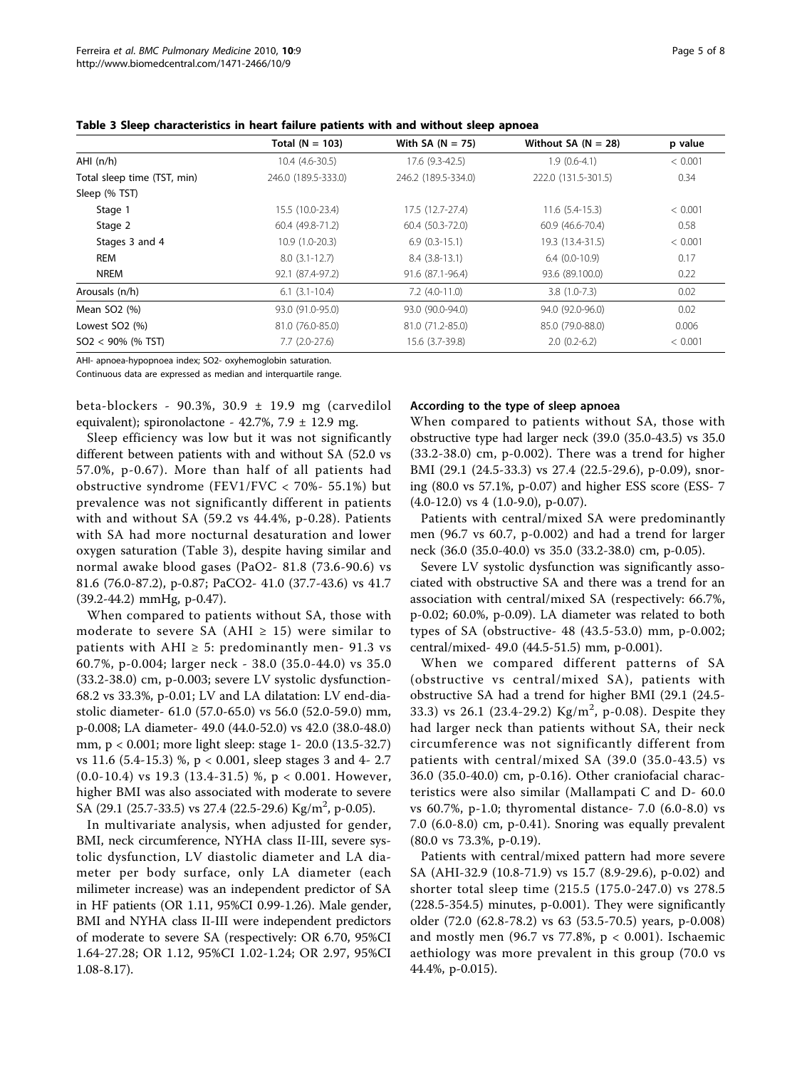**Table 3 Sleep characteristics in heart failure patients with and without sleep apnoea**

| | Total (N = 103) | With SA (N = 75) | Without SA (N = 28) | p value |
|---|---|---|---|---|
| AHI (n/h) | 10.4 (4.6-30.5) | 17.6 (9.3-42.5) | 1.9 (0.6-4.1) | < 0.001 |
| Total sleep time (TST, min) | 246.0 (189.5-333.0) | 246.2 (189.5-334.0) | 222.0 (131.5-301.5) | 0.34 |
| Sleep (% TST) | | | | |
| Stage 1 | 15.5 (10.0-23.4) | 17.5 (12.7-27.4) | 11.6 (5.4-15.3) | < 0.001 |
| Stage 2 | 60.4 (49.8-71.2) | 60.4 (50.3-72.0) | 60.9 (46.6-70.4) | 0.58 |
| Stages 3 and 4 | 10.9 (1.0-20.3) | 6.9 (0.3-15.1) | 19.3 (13.4-31.5) | < 0.001 |
| REM | 8.0 (3.1-12.7) | 8.4 (3.8-13.1) | 6.4 (0.0-10.9) | 0.17 |
| NREM | 92.1 (87.4-97.2) | 91.6 (87.1-96.4) | 93.6 (89.100.0) | 0.22 |
| Arousals (n/h) | 6.1 (3.1-10.4) | 7.2 (4.0-11.0) | 3.8 (1.0-7.3) | 0.02 |
| Mean $SO_2$ (%) | 93.0 (91.0-95.0) | 93.0 (90.0-94.0) | 94.0 (92.0-96.0) | 0.02 |
| Lowest $SO_2$ (%) | 81.0 (76.0-85.0) | 81.0 (71.2-85.0) | 85.0 (79.0-88.0) | 0.006 |
| $SO_2$ < 90% (% TST) | 7.7 (2.0-27.6) | 15.6 (3.7-39.8) | 2.0 (0.2-6.2) | < 0.001 |

AHI- apnoea-hypopnoea index; $SO_2$- oxyhemoglobin saturation.

Continuous data are expressed as median and interquartile range.

beta-blockers - 90.3%, 30.9 ± 19.9 mg (carvedilol equivalent); spironolactone - 42.7%, 7.9 ± 12.9 mg.

Sleep efficiency was low but it was not significantly different between patients with and without SA (52.0 vs 57.0%, p-0.67). More than half of all patients had obstructive syndrome (FEV1/FVC < 70%- 55.1%) but prevalence was not significantly different in patients with and without SA (59.2 vs 44.4%, p-0.28). Patients with SA had more nocturnal desaturation and lower oxygen saturation (Table 3), despite having similar and normal awake blood gases ($PaO_2$- 81.8 (73.6-90.6) vs 81.6 (76.0-87.2), p-0.87; $PaCO_2$- 41.0 (37.7-43.6) vs 41.7 (39.2-44.2) mmHg, p-0.47).

When compared to patients without SA, those with moderate to severe SA (AHI ≥ 15) were similar to patients with AHI ≥ 5: predominantly men- 91.3 vs 60.7%, p-0.004; larger neck - 38.0 (35.0-44.0) vs 35.0 (33.2-38.0) cm, p-0.003; severe LV systolic dysfunction- 68.2 vs 33.3%, p-0.01; LV and LA dilatation: LV end-diastolic diameter- 61.0 (57.0-65.0) vs 56.0 (52.0-59.0) mm, p-0.008; LA diameter- 49.0 (44.0-52.0) vs 42.0 (38.0-48.0) mm, p < 0.001; more light sleep: stage 1- 20.0 (13.5-32.7) vs 11.6 (5.4-15.3) %, p < 0.001, sleep stages 3 and 4- 2.7 (0.0-10.4) vs 19.3 (13.4-31.5) %, p < 0.001. However, higher BMI was also associated with moderate to severe SA (29.1 (25.7-33.5) vs 27.4 (22.5-29.6) $Kg/m^2$, p-0.05).

In multivariate analysis, when adjusted for gender, BMI, neck circumference, NYHA class II-III, severe systolic dysfunction, LV diastolic diameter and LA diameter per body surface, only LA diameter (each milimeter increase) was an independent predictor of SA in HF patients (OR 1.11, 95%CI 0.99-1.26). Male gender, BMI and NYHA class II-III were independent predictors of moderate to severe SA (respectively: OR 6.70, 95%CI 1.64-27.28; OR 1.12, 95%CI 1.02-1.24; OR 2.97, 95%CI 1.08-8.17).

#### According to the type of sleep apnoea

When compared to patients without SA, those with obstructive type had larger neck (39.0 (35.0-43.5) vs 35.0 (33.2-38.0) cm, p-0.002). There was a trend for higher BMI (29.1 (24.5-33.3) vs 27.4 (22.5-29.6), p-0.09), snoring (80.0 vs 57.1%, p-0.07) and higher ESS score (ESS- 7 (4.0-12.0) vs 4 (1.0-9.0), p-0.07).

Patients with central/mixed SA were predominantly men (96.7 vs 60.7, p-0.002) and had a trend for larger neck (36.0 (35.0-40.0) vs 35.0 (33.2-38.0) cm, p-0.05).

Severe LV systolic dysfunction was significantly associated with obstructive SA and there was a trend for an association with central/mixed SA (respectively: 66.7%, p-0.02; 60.0%, p-0.09). LA diameter was related to both types of SA (obstructive- 48 (43.5-53.0) mm, p-0.002; central/mixed- 49.0 (44.5-51.5) mm, p-0.001).

When we compared different patterns of SA (obstructive vs central/mixed SA), patients with obstructive SA had a trend for higher BMI (29.1 (24.5-33.3) vs 26.1 (23.4-29.2) $Kg/m^2$, p-0.08). Despite they had larger neck than patients without SA, their neck circumference was not significantly different from patients with central/mixed SA (39.0 (35.0-43.5) vs 36.0 (35.0-40.0) cm, p-0.16). Other craniofacial characteristics were also similar (Mallampati C and D- 60.0 vs 60.7%, p-1.0; thyromental distance- 7.0 (6.0-8.0) vs 7.0 (6.0-8.0) cm, p-0.41). Snoring was equally prevalent (80.0 vs 73.3%, p-0.19).

Patients with central/mixed pattern had more severe SA (AHI-32.9 (10.8-71.9) vs 15.7 (8.9-29.6), p-0.02) and shorter total sleep time (215.5 (175.0-247.0) vs 278.5 (228.5-354.5) minutes, p-0.001). They were significantly older (72.0 (62.8-78.2) vs 63 (53.5-70.5) years, p-0.008) and mostly men (96.7 vs 77.8%, p < 0.001). Ischaemic aethiology was more prevalent in this group (70.0 vs 44.4%, p-0.015).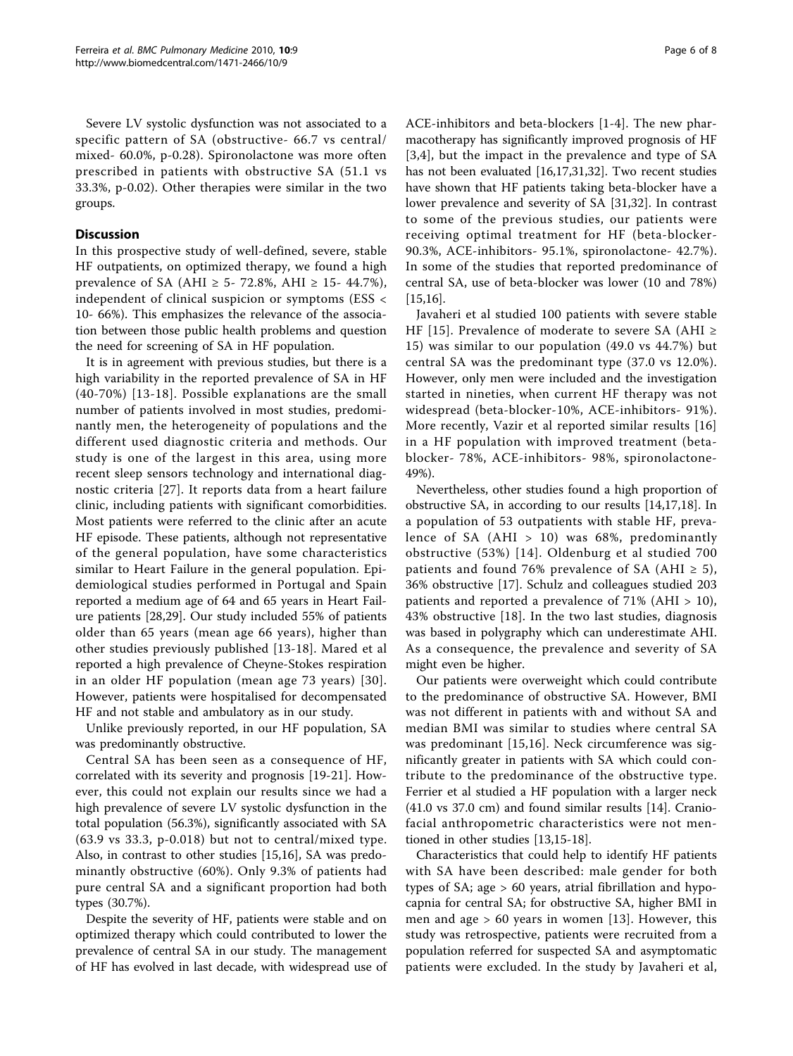Severe LV systolic dysfunction was not associated to a specific pattern of SA (obstructive- 66.7 vs central/mixed- 60.0%, p-0.28). Spironolactone was more often prescribed in patients with obstructive SA (51.1 vs 33.3%, p-0.02). Other therapies were similar in the two groups.

## Discussion

In this prospective study of well-defined, severe, stable HF outpatients, on optimized therapy, we found a high prevalence of SA (AHI ≥ 5- 72.8%, AHI ≥ 15- 44.7%), independent of clinical suspicion or symptoms (ESS < 10- 66%). This emphasizes the relevance of the association between those public health problems and question the need for screening of SA in HF population.

It is in agreement with previous studies, but there is a high variability in the reported prevalence of SA in HF (40-70%) [13-18]. Possible explanations are the small number of patients involved in most studies, predominantly men, the heterogeneity of populations and the different used diagnostic criteria and methods. Our study is one of the largest in this area, using more recent sleep sensors technology and international diagnostic criteria [27]. It reports data from a heart failure clinic, including patients with significant comorbidities. Most patients were referred to the clinic after an acute HF episode. These patients, although not representative of the general population, have some characteristics similar to Heart Failure in the general population. Epidemiological studies performed in Portugal and Spain reported a medium age of 64 and 65 years in Heart Failure patients [28,29]. Our study included 55% of patients older than 65 years (mean age 66 years), higher than other studies previously published [13-18]. Mared et al reported a high prevalence of Cheyne-Stokes respiration in an older HF population (mean age 73 years) [30]. However, patients were hospitalised for decompensated HF and not stable and ambulatory as in our study.

Unlike previously reported, in our HF population, SA was predominantly obstructive.

Central SA has been seen as a consequence of HF, correlated with its severity and prognosis [19-21]. However, this could not explain our results since we had a high prevalence of severe LV systolic dysfunction in the total population (56.3%), significantly associated with SA (63.9 vs 33.3, p-0.018) but not to central/mixed type. Also, in contrast to other studies [15,16], SA was predominantly obstructive (60%). Only 9.3% of patients had pure central SA and a significant proportion had both types (30.7%).

Despite the severity of HF, patients were stable and on optimized therapy which could contributed to lower the prevalence of central SA in our study. The management of HF has evolved in last decade, with widespread use of ACE-inhibitors and beta-blockers [1-4]. The new pharmacotherapy has significantly improved prognosis of HF [3,4], but the impact in the prevalence and type of SA has not been evaluated [16,17,31,32]. Two recent studies have shown that HF patients taking beta-blocker have a lower prevalence and severity of SA [31,32]. In contrast to some of the previous studies, our patients were receiving optimal treatment for HF (beta-blocker- 90.3%, ACE-inhibitors- 95.1%, spironolactone- 42.7%). In some of the studies that reported predominance of central SA, use of beta-blocker was lower (10 and 78%) [15,16].

Javaheri et al studied 100 patients with severe stable HF [15]. Prevalence of moderate to severe SA (AHI ≥ 15) was similar to our population (49.0 vs 44.7%) but central SA was the predominant type (37.0 vs 12.0%). However, only men were included and the investigation started in nineties, when current HF therapy was not widespread (beta-blocker-10%, ACE-inhibitors- 91%). More recently, Vazir et al reported similar results [16] in a HF population with improved treatment (beta-blocker- 78%, ACE-inhibitors- 98%, spironolactone- 49%).

Nevertheless, other studies found a high proportion of obstructive SA, in according to our results [14,17,18]. In a population of 53 outpatients with stable HF, prevalence of SA (AHI > 10) was 68%, predominantly obstructive (53%) [14]. Oldenburg et al studied 700 patients and found 76% prevalence of SA (AHI ≥ 5), 36% obstructive [17]. Schulz and colleagues studied 203 patients and reported a prevalence of 71% (AHI > 10), 43% obstructive [18]. In the two last studies, diagnosis was based in polygraphy which can underestimate AHI. As a consequence, the prevalence and severity of SA might even be higher.

Our patients were overweight which could contribute to the predominance of obstructive SA. However, BMI was not different in patients with and without SA and median BMI was similar to studies where central SA was predominant [15,16]. Neck circumference was significantly greater in patients with SA which could contribute to the predominance of the obstructive type. Ferrier et al studied a HF population with a larger neck (41.0 vs 37.0 cm) and found similar results [14]. Craniofacial anthropometric characteristics were not mentioned in other studies [13,15-18].

Characteristics that could help to identify HF patients with SA have been described: male gender for both types of SA; age > 60 years, atrial fibrillation and hypocapnia for central SA; for obstructive SA, higher BMI in men and age > 60 years in women [13]. However, this study was retrospective, patients were recruited from a population referred for suspected SA and asymptomatic patients were excluded. In the study by Javaheri et al,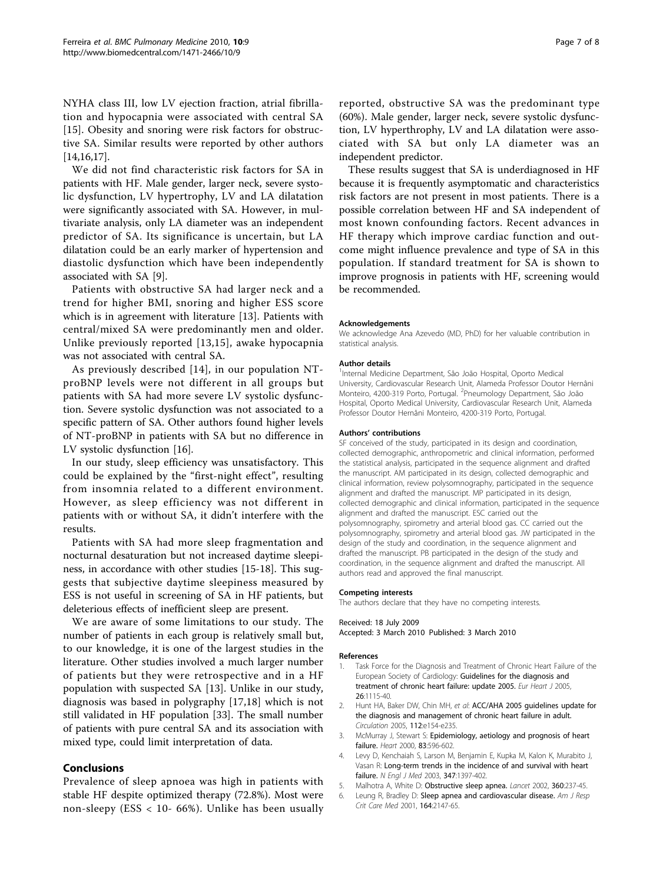NYHA class III, low LV ejection fraction, atrial fibrillation and hypocapnia were associated with central SA [15]. Obesity and snoring were risk factors for obstructive SA. Similar results were reported by other authors [14,16,17].

We did not find characteristic risk factors for SA in patients with HF. Male gender, larger neck, severe systolic dysfunction, LV hypertrophy, LV and LA dilatation were significantly associated with SA. However, in multivariate analysis, only LA diameter was an independent predictor of SA. Its significance is uncertain, but LA dilatation could be an early marker of hypertension and diastolic dysfunction which have been independently associated with SA [9].

Patients with obstructive SA had larger neck and a trend for higher BMI, snoring and higher ESS score which is in agreement with literature [13]. Patients with central/mixed SA were predominantly men and older. Unlike previously reported [13,15], awake hypocapnia was not associated with central SA.

As previously described [14], in our population NT-proBNP levels were not different in all groups but patients with SA had more severe LV systolic dysfunction. Severe systolic dysfunction was not associated to a specific pattern of SA. Other authors found higher levels of NT-proBNP in patients with SA but no difference in LV systolic dysfunction [16].

In our study, sleep efficiency was unsatisfactory. This could be explained by the "first-night effect", resulting from insomnia related to a different environment. However, as sleep efficiency was not different in patients with or without SA, it didn't interfere with the results.

Patients with SA had more sleep fragmentation and nocturnal desaturation but not increased daytime sleepiness, in accordance with other studies [15-18]. This suggests that subjective daytime sleepiness measured by ESS is not useful in screening of SA in HF patients, but deleterious effects of inefficient sleep are present.

We are aware of some limitations to our study. The number of patients in each group is relatively small but, to our knowledge, it is one of the largest studies in the literature. Other studies involved a much larger number of patients but they were retrospective and in a HF population with suspected SA [13]. Unlike in our study, diagnosis was based in polygraphy [17,18] which is not still validated in HF population [33]. The small number of patients with pure central SA and its association with mixed type, could limit interpretation of data.

## Conclusions

Prevalence of sleep apnoea was high in patients with stable HF despite optimized therapy (72.8%). Most were non-sleepy (ESS < 10- 66%). Unlike has been usually reported, obstructive SA was the predominant type (60%). Male gender, larger neck, severe systolic dysfunction, LV hyperthrophy, LV and LA dilatation were associated with SA but only LA diameter was an independent predictor.

These results suggest that SA is underdiagnosed in HF because it is frequently asymptomatic and characteristics risk factors are not present in most patients. There is a possible correlation between HF and SA independent of most known confounding factors. Recent advances in HF therapy which improve cardiac function and outcome might influence prevalence and type of SA in this population. If standard treatment for SA is shown to improve prognosis in patients with HF, screening would be recommended.

#### Acknowledgements

We acknowledge Ana Azevedo (MD, PhD) for her valuable contribution in statistical analysis.

#### Author details

[1]Internal Medicine Department, São João Hospital, Oporto Medical University, Cardiovascular Research Unit, Alameda Professor Doutor Hernâni Monteiro, 4200-319 Porto, Portugal. [2]Pneumology Department, São João Hospital, Oporto Medical University, Cardiovascular Research Unit, Alameda Professor Doutor Hernâni Monteiro, 4200-319 Porto, Portugal.

#### Authors' contributions

SF conceived of the study, participated in its design and coordination, collected demographic, anthropometric and clinical information, performed the statistical analysis, participated in the sequence alignment and drafted the manuscript. AM participated in its design, collected demographic and clinical information, review polysomnography, participated in the sequence alignment and drafted the manuscript. MP participated in its design, collected demographic and clinical information, participated in the sequence alignment and drafted the manuscript. ESC carried out the polysomnography, spirometry and arterial blood gas. CC carried out the polysomnography, spirometry and arterial blood gas. JW participated in the design of the study and coordination, in the sequence alignment and drafted the manuscript. PB participated in the design of the study and coordination, in the sequence alignment and drafted the manuscript. All authors read and approved the final manuscript.

#### Competing interests

The authors declare that they have no competing interests.

Received: 18 July 2009
Accepted: 3 March 2010 Published: 3 March 2010

#### References

1. Task Force for the Diagnosis and Treatment of Chronic Heart Failure of the European Society of Cardiology: **Guidelines for the diagnosis and treatment of chronic heart failure: update 2005.** *Eur Heart J* 2005, **26**:1115-40.
2. Hunt HA, Baker DW, Chin MH, *et al*: **ACC/AHA 2005 guidelines update for the diagnosis and management of chronic heart failure in adult.** *Circulation* 2005, **112**:e154-e235.
3. McMurray J, Stewart S: **Epidemiology, aetiology and prognosis of heart failure.** *Heart* 2000, **83**:596-602.
4. Levy D, Kenchaiah S, Larson M, Benjamin E, Kupka M, Kalon K, Murabito J, Vasan R: **Long-term trends in the incidence of and survival with heart failure.** *N Engl J Med* 2003, **347**:1397-402.
5. Malhotra A, White D: **Obstructive sleep apnea.** *Lancet* 2002, **360**:237-45.
6. Leung R, Bradley D: **Sleep apnea and cardiovascular disease.** *Am J Resp Crit Care Med* 2001, **164**:2147-65.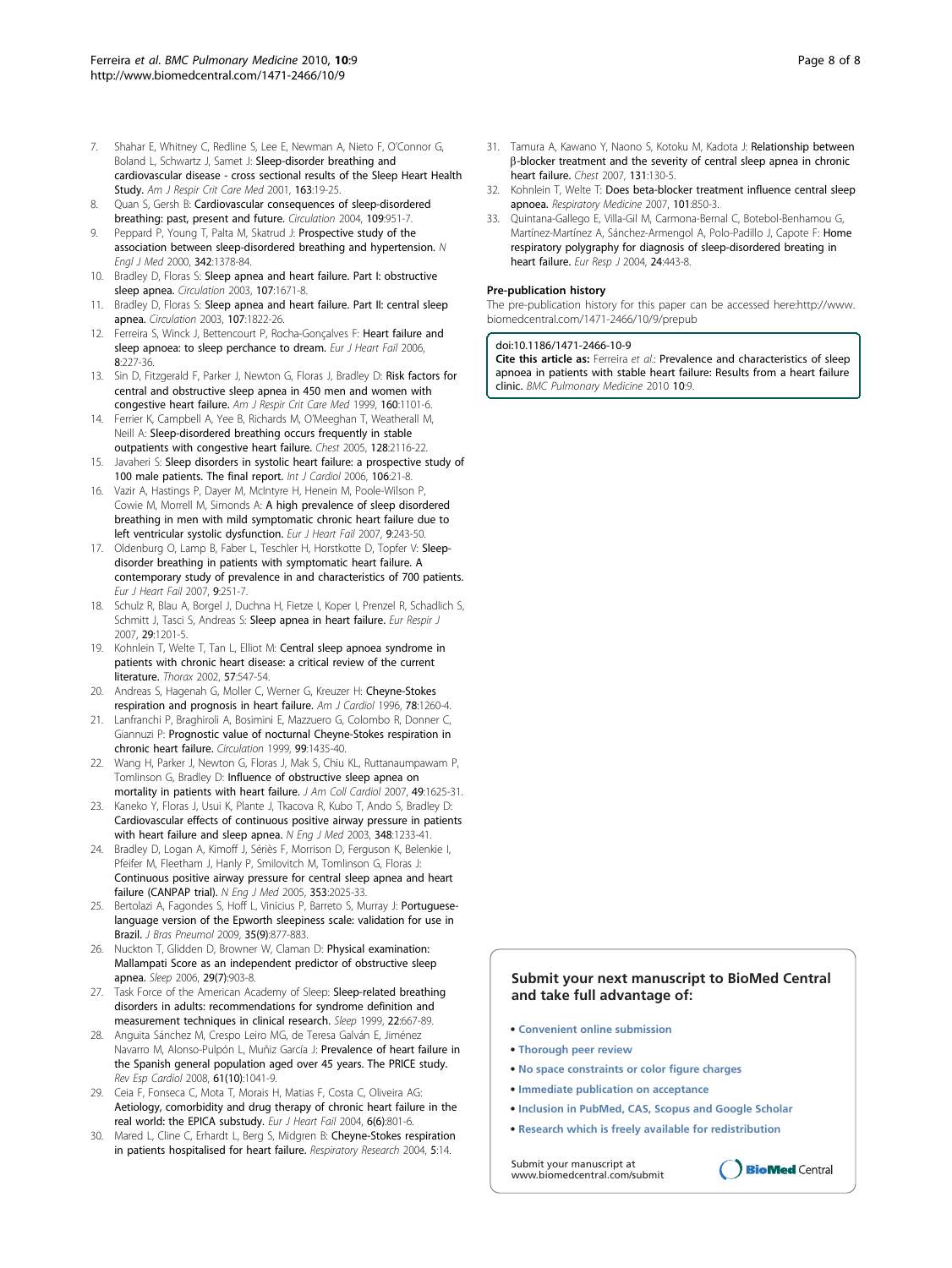7. Shahar E, Whitney C, Redline S, Lee E, Newman A, Nieto F, O'Connor G, Boland L, Schwartz J, Samet J: **Sleep-disorder breathing and cardiovascular disease - cross sectional results of the Sleep Heart Health Study.** *Am J Respir Crit Care Med* 2001, **163**:19-25.
8. Quan S, Gersh B: **Cardiovascular consequences of sleep-disordered breathing: past, present and future.** *Circulation* 2004, **109**:951-7.
9. Peppard P, Young T, Palta M, Skatrud J: **Prospective study of the association between sleep-disordered breathing and hypertension.** *N Engl J Med* 2000, **342**:1378-84.
10. Bradley D, Floras S: **Sleep apnea and heart failure. Part I: obstructive sleep apnea.** *Circulation* 2003, **107**:1671-8.
11. Bradley D, Floras S: **Sleep apnea and heart failure. Part II: central sleep apnea.** *Circulation* 2003, **107**:1822-26.
12. Ferreira S, Winck J, Bettencourt P, Rocha-Gonçalves F: **Heart failure and sleep apnoea: to sleep perchance to dream.** *Eur J Heart Fail* 2006, **8**:227-36.
13. Sin D, Fitzgerald F, Parker J, Newton G, Floras J, Bradley D: **Risk factors for central and obstructive sleep apnea in 450 men and women with congestive heart failure.** *Am J Respir Crit Care Med* 1999, **160**:1101-6.
14. Ferrier K, Campbell A, Yee B, Richards M, O'Meeghan T, Weatherall M, Neill A: **Sleep-disordered breathing occurs frequently in stable outpatients with congestive heart failure.** *Chest* 2005, **128**:2116-22.
15. Javaheri S: **Sleep disorders in systolic heart failure: a prospective study of 100 male patients. The final report.** *Int J Cardiol* 2006, **106**:21-8.
16. Vazir A, Hastings P, Dayer M, McIntyre H, Henein M, Poole-Wilson P, Cowie M, Morrell M, Simonds A: **A high prevalence of sleep disordered breathing in men with mild symptomatic chronic heart failure due to left ventricular systolic dysfunction.** *Eur J Heart Fail* 2007, **9**:243-50.
17. Oldenburg O, Lamp B, Faber L, Teschler H, Horstkotte D, Topfer V: **Sleep-disorder breathing in patients with symptomatic heart failure. A contemporary study of prevalence in and characteristics of 700 patients.** *Eur J Heart Fail* 2007, **9**:251-7.
18. Schulz R, Blau A, Borgel J, Duchna H, Fietze I, Koper I, Prenzel R, Schadlich S, Schmitt J, Tasci S, Andreas S: **Sleep apnea in heart failure.** *Eur Respir J* 2007, **29**:1201-5.
19. Kohnlein T, Welte T, Tan L, Elliot M: **Central sleep apnoea syndrome in patients with chronic heart disease: a critical review of the current literature.** *Thorax* 2002, **57**:547-54.
20. Andreas S, Hagenah G, Moller C, Werner G, Kreuzer H: **Cheyne-Stokes respiration and prognosis in heart failure.** *Am J Cardiol* 1996, **78**:1260-4.
21. Lanfranchi P, Braghiroli A, Bosimini E, Mazzuero G, Colombo R, Donner C, Giannuzi P: **Prognostic value of nocturnal Cheyne-Stokes respiration in chronic heart failure.** *Circulation* 1999, **99**:1435-40.
22. Wang H, Parker J, Newton G, Floras J, Mak S, Chiu KL, Ruttanaumpawam P, Tomlinson G, Bradley D: **Influence of obstructive sleep apnea on mortality in patients with heart failure.** *J Am Coll Cardiol* 2007, **49**:1625-31.
23. Kaneko Y, Floras J, Usui K, Plante J, Tkacova R, Kubo T, Ando S, Bradley D: **Cardiovascular effects of continuous positive airway pressure in patients with heart failure and sleep apnea.** *N Eng J Med* 2003, **348**:1233-41.
24. Bradley D, Logan A, Kimoff J, Sériès F, Morrison D, Ferguson K, Belenkie I, Pfeifer M, Fleetham J, Hanly P, Smilovitch M, Tomlinson G, Floras J: **Continuous positive airway pressure for central sleep apnea and heart failure (CANPAP trial).** *N Eng J Med* 2005, **353**:2025-33.
25. Bertolazi A, Fagondes S, Hoff L, Vinicius P, Barreto S, Murray J: **Portuguese-language version of the Epworth sleepiness scale: validation for use in Brazil.** *J Bras Pneumol* 2009, **35(9)**:877-883.
26. Nuckton T, Glidden D, Browner W, Claman D: **Physical examination: Mallampati Score as an independent predictor of obstructive sleep apnea.** *Sleep* 2006, **29(7)**:903-8.
27. Task Force of the American Academy of Sleep: **Sleep-related breathing disorders in adults: recommendations for syndrome definition and measurement techniques in clinical research.** *Sleep* 1999, **22**:667-89.
28. Anguita Sánchez M, Crespo Leiro MG, de Teresa Galván E, Jiménez Navarro M, Alonso-Pulpón L, Muñiz García J: **Prevalence of heart failure in the Spanish general population aged over 45 years. The PRICE study.** *Rev Esp Cardiol* 2008, **61(10)**:1041-9.
29. Ceia F, Fonseca C, Mota T, Morais H, Matias F, Costa C, Oliveira AG: **Aetiology, comorbidity and drug therapy of chronic heart failure in the real world: the EPICA substudy.** *Eur J Heart Fail* 2004, **6(6)**:801-6.
30. Mared L, Cline C, Erhardt L, Berg S, Midgren B: **Cheyne-Stokes respiration in patients hospitalised for heart failure.** *Respiratory Research* 2004, **5**:14.
31. Tamura A, Kawano Y, Naono S, Kotoku M, Kadota J: **Relationship between β-blocker treatment and the severity of central sleep apnea in chronic heart failure.** *Chest* 2007, **131**:130-5.
32. Kohnlein T, Welte T: **Does beta-blocker treatment influence central sleep apnoea.** *Respiratory Medicine* 2007, **101**:850-3.
33. Quintana-Gallego E, Villa-Gil M, Carmona-Bernal C, Botebol-Benhamou G, Martínez-Martínez A, Sánchez-Armengol A, Polo-Padillo J, Capote F: **Home respiratory polygraphy for diagnosis of sleep-disordered breating in heart failure.** *Eur Resp J* 2004, **24**:443-8.

**Pre-publication history**

The pre-publication history for this paper can be accessed here:http://www.biomedcentral.com/1471-2466/10/9/prepub

doi:10.1186/1471-2466-10-9

**Cite this article as:** Ferreira *et al.*: Prevalence and characteristics of sleep apnoea in patients with stable heart failure: Results from a heart failure clinic. *BMC Pulmonary Medicine* 2010 **10**:9.

**Submit your next manuscript to BioMed Central and take full advantage of:**

- **Convenient online submission**
- **Thorough peer review**
- **No space constraints or color figure charges**
- **Immediate publication on acceptance**
- **Inclusion in PubMed, CAS, Scopus and Google Scholar**
- **Research which is freely available for redistribution**

Submit your manuscript at www.biomedcentral.com/submit

BioMed Central